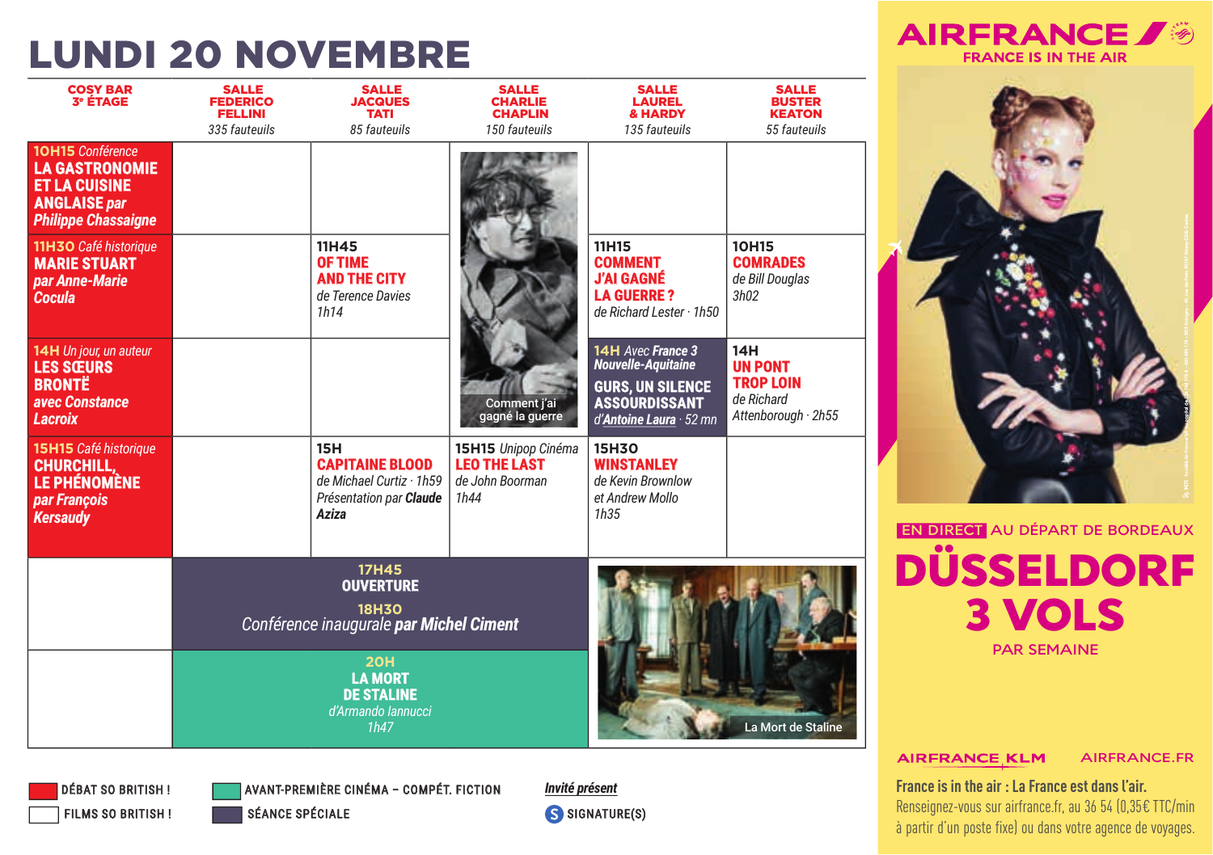# LUNDI 20 NOVEMBRE

| COSY BAR 3e ÉTAGE | SALLE FEDERICO FELLINI *335 fauteuils* | SALLE JACQUES TATI *85 fauteuils* | SALLE CHARLIE CHAPLIN *150 fauteuils* | SALLE LAUREL & HARDY *135 fauteuils* | SALLE BUSTER KEATON *55 fauteuils* |
|---|---|---|---|---|---|
| **10H15** *Conférence* **LA GASTRONOMIE ET LA CUISINE ANGLAISE** *par* ***Philippe Chassaigne*** | | | Comment j'ai gagné la guerre | | |
| **11H30** *Café historique* **MARIE STUART** *par* ***Anne-Marie Cocula*** | | **11H45** **OF TIME AND THE CITY** *de Terence Davies* *1h14* | | **11H15** **COMMENT J'AI GAGNÉ LA GUERRE ?** *de Richard Lester · 1h50* | **10H15** **COMRADES** *de Bill Douglas* *3h02* |
| **14H** *Un jour, un auteur* **LES SŒURS BRONTË** *avec* ***Constance Lacroix*** | | | | **14H** *Avec France 3 Nouvelle-Aquitaine* **GURS, UN SILENCE ASSOURDISSANT** *d'**Antoine Laura** · 52 mn* | **14H** **UN PONT TROP LOIN** *de Richard Attenborough · 2h55* |
| **15H15** *Café historique* **CHURCHILL, LE PHÉNOMÈNE** *par* ***François Kersaudy*** | | **15H** **CAPITAINE BLOOD** *de Michael Curtiz · 1h59* *Présentation par* ***Claude Aziza*** | **15H15** *Unipop Cinéma* **LEO THE LAST** *de John Boorman* *1h44* | **15H30** **WINSTANLEY** *de Kevin Brownlow et Andrew Mollo* *1h35* | |
| | **17H45** **OUVERTURE** **18H30** *Conférence inaugurale* ***par Michel Ciment*** | | | La Mort de Staline | |
| | **20H** **LA MORT DE STALINE** *d'Armando Iannucci* *1h47* | | | | |

DÉBAT SO BRITISH !
FILMS SO BRITISH !
AVANT-PREMIÈRE CINÉMA – COMPÉT. FICTION
SÉANCE SPÉCIALE
***Invité présent***
S SIGNATURE(S)

AIRFRANCE
FRANCE IS IN THE AIR

EN DIRECT AU DÉPART DE BORDEAUX
**DÜSSELDORF 3 VOLS**
PAR SEMAINE

AIRFRANCE KLM AIRFRANCE.FR

**France is in the air : La France est dans l'air.**
Renseignez-vous sur airfrance.fr, au 36 54 (0,35€ TTC/min à partir d'un poste fixe) ou dans votre agence de voyages.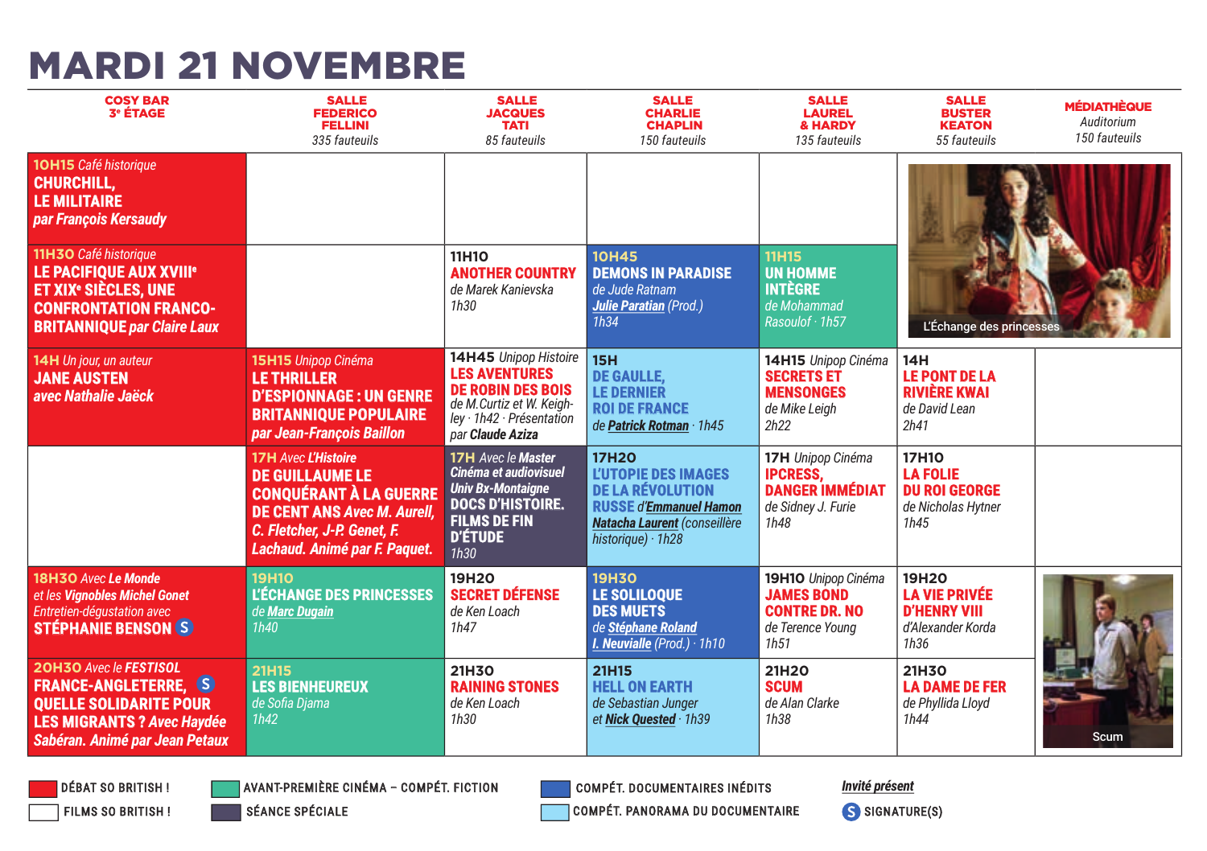# MARDI 21 NOVEMBRE

| COSY BAR 3e ÉTAGE | SALLE FEDERICO FELLINI *335 fauteuils* | SALLE JACQUES TATI *85 fauteuils* | SALLE CHARLIE CHAPLIN *150 fauteuils* | SALLE LAUREL & HARDY *135 fauteuils* | SALLE BUSTER KEATON *55 fauteuils* | MÉDIATHÈQUE *Auditorium 150 fauteuils* |
|---|---|---|---|---|---|---|
| **10H15** *Café historique* **CHURCHILL, LE MILITAIRE** *par François Kersaudy* | | | | | | L'Échange des princesses |
| **11H30** *Café historique* **LE PACIFIQUE AUX XVIIIe ET XIXe SIÈCLES, UNE CONFRONTATION FRANCO-BRITANNIQUE** *par Claire Laux* | | **11H10** **ANOTHER COUNTRY** *de Marek Kanievska* *1h30* | **10H45** **DEMONS IN PARADISE** *de Jude Ratnam* *Julie Paratian (Prod.)* *1h34* | **11H15** **UN HOMME INTÈGRE** *de Mohammad Rasoulof · 1h57* | | |
| **14H** *Un jour, un auteur* **JANE AUSTEN** *avec Nathalie Jaëck* | **15H15** *Unipop Cinéma* **LE THRILLER D'ESPIONNAGE : UN GENRE BRITANNIQUE POPULAIRE** *par Jean-François Baillon* | **14H45** *Unipop Histoire* **LES AVENTURES DE ROBIN DES BOIS** *de M.Curtiz et W. Keighley · 1h42 · Présentation par Claude Aziza* | **15H** **DE GAULLE, LE DERNIER ROI DE FRANCE** *de Patrick Rotman · 1h45* | **14H15** *Unipop Cinéma* **SECRETS ET MENSONGES** *de Mike Leigh* *2h22* | **14H** **LE PONT DE LA RIVIÈRE KWAI** *de David Lean* *2h41* | |
| | **17H** *Avec L'Histoire* **DE GUILLAUME LE CONQUÉRANT À LA GUERRE DE CENT ANS** *Avec M. Aurell, C. Fletcher, J-P. Genet, F. Lachaud. Animé par F. Paquet.* | **17H** *Avec le Master Cinéma et audiovisuel Univ Bx-Montaigne* **DOCS D'HISTOIRE. FILMS DE FIN D'ÉTUDE** *1h30* | **17H20** **L'UTOPIE DES IMAGES DE LA RÉVOLUTION RUSSE** *d'Emmanuel Hamon* *Natacha Laurent (conseillère historique) · 1h28* | **17H** *Unipop Cinéma* **IPCRESS, DANGER IMMÉDIAT** *de Sidney J. Furie* *1h48* | **17H10** **LA FOLIE DU ROI GEORGE** *de Nicholas Hytner* *1h45* | |
| **18H30** *Avec* ***Le Monde*** *et les* ***Vignobles Michel Gonet*** *Entretien-dégustation avec* **STÉPHANIE BENSON** (S) | **19H10** **L'ÉCHANGE DES PRINCESSES** *de Marc Dugain* *1h40* | **19H20** **SECRET DÉFENSE** *de Ken Loach* *1h47* | **19H30** **LE SOLILOQUE DES MUETS** *de Stéphane Roland* *I. Neuvialle (Prod.) · 1h10* | **19H10** *Unipop Cinéma* **JAMES BOND CONTRE DR. NO** *de Terence Young* *1h51* | **19H20** **LA VIE PRIVÉE D'HENRY VIII** *d'Alexander Korda* *1h36* | Scum |
| **20H30** *Avec le* ***FESTISOL*** **FRANCE-ANGLETERRE, (S) QUELLE SOLIDARITÉ POUR LES MIGRANTS ?** *Avec Haydée Sabéran. Animé par Jean Petaux* | **21H15** **LES BIENHEUREUX** *de Sofia Djama* *1h42* | **21H30** **RAINING STONES** *de Ken Loach* *1h30* | **21H15** **HELL ON EARTH** *de Sebastian Junger et Nick Quested · 1h39* | **21H20** **SCUM** *de Alan Clarke* *1h38* | **21H30** **LA DAME DE FER** *de Phyllida Lloyd* *1h44* | |

DÉBAT SO BRITISH ! — FILMS SO BRITISH ! — AVANT-PREMIÈRE CINÉMA – COMPÉT. FICTION — SÉANCE SPÉCIALE — COMPÉT. DOCUMENTAIRES INÉDITS — COMPÉT. PANORAMA DU DOCUMENTAIRE — *Invité présent* — (S) SIGNATURE(S)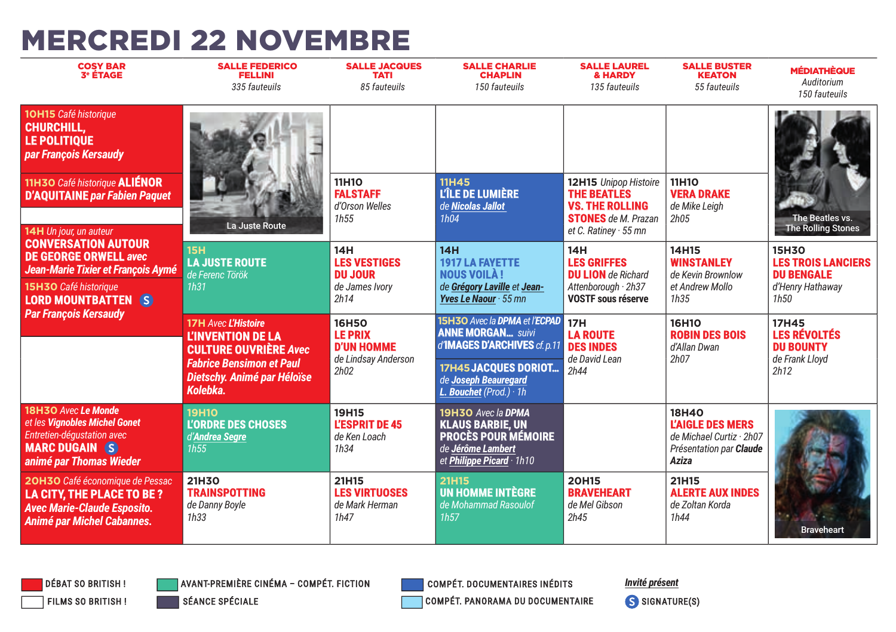# MERCREDI 22 NOVEMBRE

| COSY BAR 3e ÉTAGE | SALLE FEDERICO FELLINI *335 fauteuils* | SALLE JACQUES TATI *85 fauteuils* | SALLE CHARLIE CHAPLIN *150 fauteuils* | SALLE LAUREL & HARDY *135 fauteuils* | SALLE BUSTER KEATON *55 fauteuils* | MÉDIATHÈQUE *Auditorium 150 fauteuils* |
|---|---|---|---|---|---|---|
| **10H15** *Café historique* **CHURCHILL, LE POLITIQUE** *par François Kersaudy* | La Juste Route | | | | | The Beatles vs. The Rolling Stones |
| **11H30** *Café historique* **ALIÉNOR D'AQUITAINE** *par Fabien Paquet* | | **11H10** **FALSTAFF** *d'Orson Welles* *1h55* | **11H45** **L'ÎLE DE LUMIÈRE** *de Nicolas Jallot* *1h04* | **12H15** *Unipop Histoire* **THE BEATLES VS. THE ROLLING STONES** *de M. Prazan et C. Ratiney · 55 mn* | **11H10** **VERA DRAKE** *de Mike Leigh* *2h05* | |
| **14H** *Un jour, un auteur* **CONVERSATION AUTOUR DE GEORGE ORWELL** *avec Jean-Marie Tixier et François Aymé* — **15H30** *Café historique* **LORD MOUNTBATTEN** (S) *Par François Kersaudy* | **15H** **LA JUSTE ROUTE** *de Ferenc Török* *1h31* | **14H** **LES VESTIGES DU JOUR** *de James Ivory* *2h14* | **14H** **1917 LA FAYETTE NOUS VOILÀ !** *de Grégory Laville et Jean-Yves Le Naour · 55 mn* | **14H** **LES GRIFFES DU LION** *de Richard Attenborough · 2h37* **VOSTF sous réserve** | **14H15** **WINSTANLEY** *de Kevin Brownlow et Andrew Mollo* *1h35* | **15H30** **LES TROIS LANCIERS DU BENGALE** *d'Henry Hathaway* *1h50* |
| | **17H** *Avec L'Histoire* **L'INVENTION DE LA CULTURE OUVRIÈRE** *Avec Fabrice Bensimon et Paul Dietschy. Animé par Héloïse Kolebka.* | **16H50** **LE PRIX D'UN HOMME** *de Lindsay Anderson* *2h02* | **15H30** *Avec la DPMA et l'ECPAD* **ANNE MORGAN...** *suivi d'***IMAGES D'ARCHIVES** *cf. p.11* — **17H45** **JACQUES DORIOT...** *de Joseph Beauregard L. Bouchet (Prod.) · 1h* | **17H** **LA ROUTE DES INDES** *de David Lean* *2h44* | **16H10** **ROBIN DES BOIS** *d'Allan Dwan* *2h07* | **17H45** **LES RÉVOLTÉS DU BOUNTY** *de Frank Lloyd* *2h12* |
| **18H30** *Avec* **Le Monde** *et les* **Vignobles Michel Gonet** *Entretien-dégustation avec* **MARC DUGAIN** (S) *animé par Thomas Wieder* | **19H10** **L'ORDRE DES CHOSES** *d'Andrea Segre* *1h55* | **19H15** **L'ESPRIT DE 45** *de Ken Loach* *1h34* | **19H30** *Avec la DPMA* **KLAUS BARBIE, UN PROCÈS POUR MÉMOIRE** *de Jérôme Lambert et Philippe Picard · 1h10* | | **18H40** **L'AIGLE DES MERS** *de Michael Curtiz · 2h07* *Présentation par* **Claude Aziza** | Braveheart |
| **20H30** *Café économique de Pessac* **LA CITY, THE PLACE TO BE ?** *Avec Marie-Claude Esposito. Animé par Michel Cabannes.* | **21H30** **TRAINSPOTTING** *de Danny Boyle* *1h33* | **21H15** **LES VIRTUOSES** *de Mark Herman* *1h47* | **21H15** **UN HOMME INTÈGRE** *de Mohammad Rasoulof* *1h57* | **20H15** **BRAVEHEART** *de Mel Gibson* *2h45* | **21H15** **ALERTE AUX INDES** *de Zoltan Korda* *1h44* | |

DÉBAT SO BRITISH ! · FILMS SO BRITISH ! · AVANT-PREMIÈRE CINÉMA – COMPÉT. FICTION · SÉANCE SPÉCIALE · COMPÉT. DOCUMENTAIRES INÉDITS · COMPÉT. PANORAMA DU DOCUMENTAIRE · *Invité présent* · (S) SIGNATURE(S)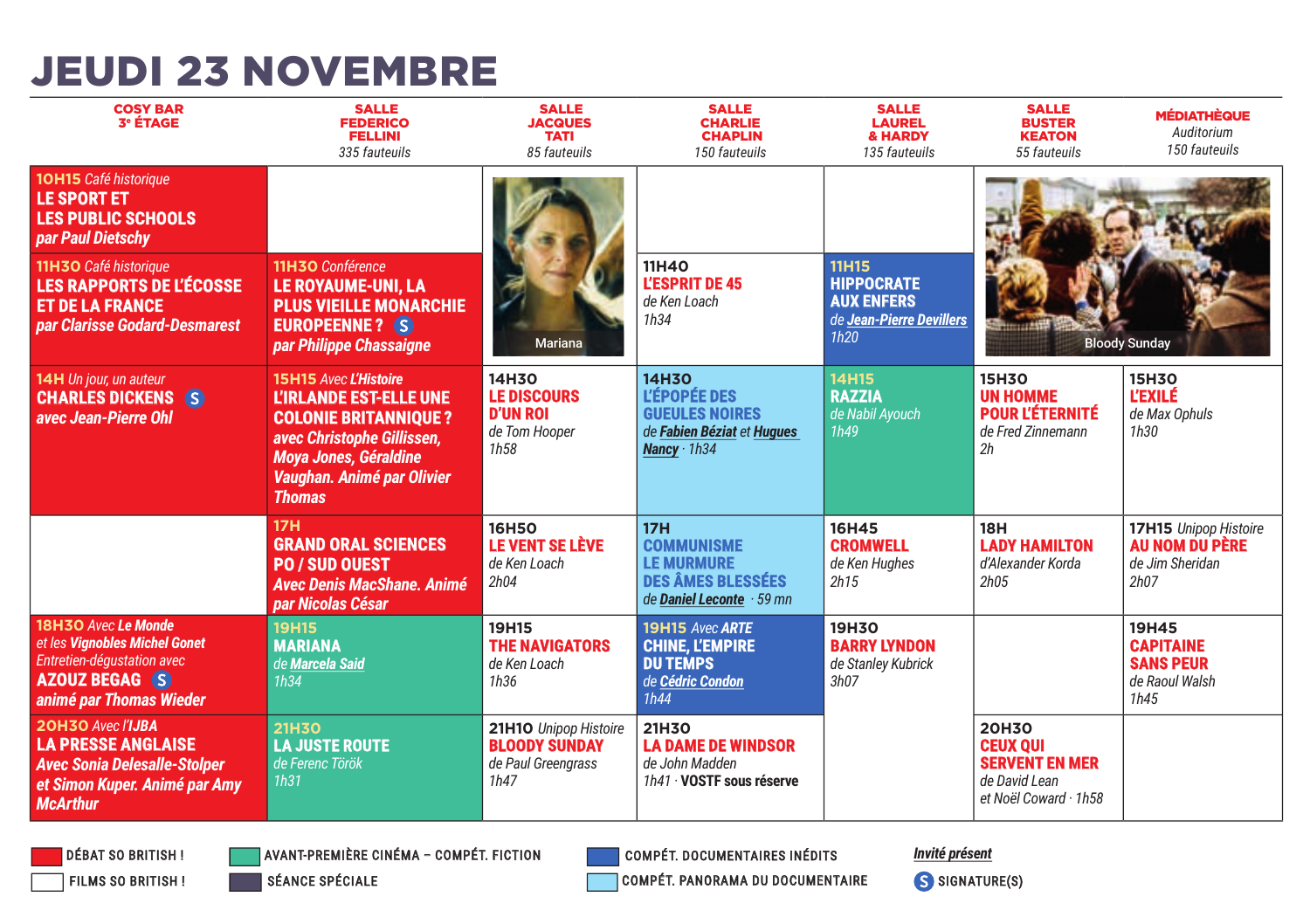# JEUDI 23 NOVEMBRE

| COSY BAR 3e ÉTAGE | SALLE FEDERICO FELLINI *335 fauteuils* | SALLE JACQUES TATI *85 fauteuils* | SALLE CHARLIE CHAPLIN *150 fauteuils* | SALLE LAUREL & HARDY *135 fauteuils* | SALLE BUSTER KEATON *55 fauteuils* | MÉDIATHÈQUE *Auditorium* *150 fauteuils* |
|---|---|---|---|---|---|---|
| **10H15** *Café historique* **LE SPORT ET LES PUBLIC SCHOOLS** *par Paul Dietschy* | | Mariana | | | Bloody Sunday | |
| **11H30** *Café historique* **LES RAPPORTS DE L'ÉCOSSE ET DE LA FRANCE** *par Clarisse Godard-Desmarest* | **11H30** *Conférence* **LE ROYAUME-UNI, LA PLUS VIEILLE MONARCHIE EUROPEENNE ?** (S) *par Philippe Chassaigne* | | **11H40** **L'ESPRIT DE 45** de Ken Loach 1h34 | **11H15** **HIPPOCRATE AUX ENFERS** de Jean-Pierre Devillers 1h20 | | |
| **14H** *Un jour, un auteur* **CHARLES DICKENS** (S) *avec Jean-Pierre Ohl* | **15H15** *Avec L'Histoire* **L'IRLANDE EST-ELLE UNE COLONIE BRITANNIQUE ?** *avec Christophe Gillissen, Moya Jones, Géraldine Vaughan. Animé par Olivier Thomas* | **14H30** **LE DISCOURS D'UN ROI** de Tom Hooper 1h58 | **14H30** **L'ÉPOPÉE DES GUEULES NOIRES** de Fabien Béziat et Hugues Nancy · 1h34 | **14H15** **RAZZIA** de Nabil Ayouch 1h49 | **15H30** **UN HOMME POUR L'ÉTERNITÉ** de Fred Zinnemann 2h | **15H30** **L'EXILÉ** de Max Ophuls 1h30 |
| | **17H** **GRAND ORAL SCIENCES PO / SUD OUEST** *Avec Denis MacShane. Animé par Nicolas César* | **16H50** **LE VENT SE LÈVE** de Ken Loach 2h04 | **17H** **COMMUNISME LE MURMURE DES ÂMES BLESSÉES** de Daniel Leconte · 59 mn | **16H45** **CROMWELL** de Ken Hughes 2h15 | **18H** **LADY HAMILTON** d'Alexander Korda 2h05 | **17H15** *Unipop Histoire* **AU NOM DU PÈRE** de Jim Sheridan 2h07 |
| **18H30** *Avec* **Le Monde** *et les* **Vignobles Michel Gonet** *Entretien-dégustation avec* **AZOUZ BEGAG** (S) *animé par Thomas Wieder* | **19H15** **MARIANA** de Marcela Said 1h34 | **19H15** **THE NAVIGATORS** de Ken Loach 1h36 | **19H15** *Avec* **ARTE** **CHINE, L'EMPIRE DU TEMPS** de Cédric Condon 1h44 | **19H30** **BARRY LYNDON** de Stanley Kubrick 3h07 | | **19H45** **CAPITAINE SANS PEUR** de Raoul Walsh 1h45 |
| **20H30** *Avec l'***IJBA** **LA PRESSE ANGLAISE** *Avec Sonia Delesalle-Stolper et Simon Kuper. Animé par Amy McArthur* | **21H30** **LA JUSTE ROUTE** de Ferenc Török 1h31 | **21H10** *Unipop Histoire* **BLOODY SUNDAY** de Paul Greengrass 1h47 | **21H30** **LA DAME DE WINDSOR** de John Madden 1h41 · **VOSTF sous réserve** | | **20H30** **CEUX QUI SERVENT EN MER** de David Lean et Noël Coward · 1h58 | |

- DÉBAT SO BRITISH !
- FILMS SO BRITISH !
- AVANT-PREMIÈRE CINÉMA – COMPÉT. FICTION
- SÉANCE SPÉCIALE
- COMPÉT. DOCUMENTAIRES INÉDITS
- COMPÉT. PANORAMA DU DOCUMENTAIRE
- *Invité présent*
- (S) SIGNATURE(S)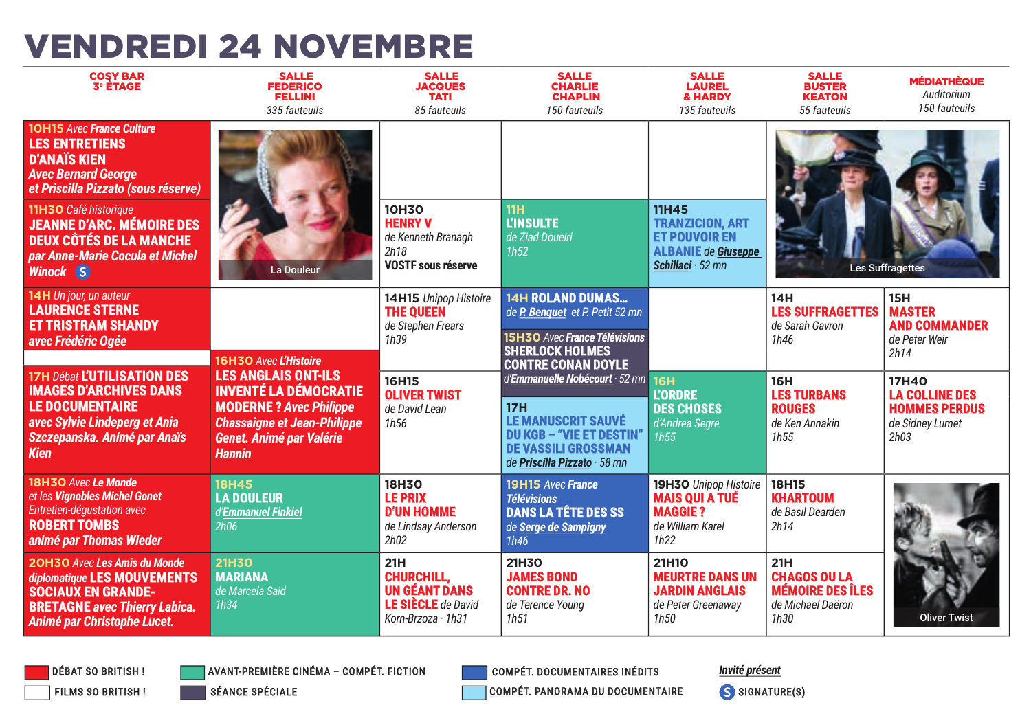# VENDREDI 24 NOVEMBRE

| COSY BAR 3e ÉTAGE | SALLE FEDERICO FELLINI 335 fauteuils | SALLE JACQUES TATI 85 fauteuils | SALLE CHARLIE CHAPLIN 150 fauteuils | SALLE LAUREL & HARDY 135 fauteuils | SALLE BUSTER KEATON 55 fauteuils | MÉDIATHÈQUE Auditorium 150 fauteuils |
|---|---|---|---|---|---|---|
| **10H15** *Avec France Culture* **LES ENTRETIENS D'ANAÏS KIEN** *Avec Bernard George et Priscilla Pizzato (sous réserve)* | La Douleur | | | | Les Suffragettes | |
| **11H30** *Café historique* **JEANNE D'ARC. MÉMOIRE DES DEUX CÔTÉS DE LA MANCHE** *par Anne-Marie Cocula et Michel Winock* (S) | | **10H30** **HENRY V** de Kenneth Branagh 2h18 VOSTF sous réserve | **11H** **L'INSULTE** de Ziad Doueiri 1h52 | **11H45** **TRANZICION, ART ET POUVOIR EN ALBANIE** de Giuseppe Schillaci · 52 mn | | |
| **14H** *Un jour, un auteur* **LAURENCE STERNE ET TRISTRAM SHANDY** *avec Frédéric Ogée* | | **14H15** *Unipop Histoire* **THE QUEEN** de Stephen Frears 1h39 | **14H ROLAND DUMAS…** de P. Benquet et P. Petit 52 mn | | **14H** **LES SUFFRAGETTES** de Sarah Gavron 1h46 | **15H** **MASTER AND COMMANDER** de Peter Weir 2h14 |
| | | | **15H30** *Avec France Télévisions* **SHERLOCK HOLMES CONTRE CONAN DOYLE** d'Emmanuelle Nobécourt · 52 mn | | | |
| **17H** *Débat* **L'UTILISATION DES IMAGES D'ARCHIVES DANS LE DOCUMENTAIRE** *avec Sylvie Lindeperg et Ania Szczepanska. Animé par Anaïs Kien* | **16H30** *Avec L'Histoire* **LES ANGLAIS ONT-ILS INVENTÉ LA DÉMOCRATIE MODERNE ?** *Avec Philippe Chassaigne et Jean-Philippe Genet. Animé par Valérie Hannin* | **16H15** **OLIVER TWIST** de David Lean 1h56 | **17H** **LE MANUSCRIT SAUVÉ DU KGB – "VIE ET DESTIN" DE VASSILI GROSSMAN** de Priscilla Pizzato · 58 mn | **16H** **L'ORDRE DES CHOSES** d'Andrea Segre 1h55 | **16H** **LES TURBANS ROUGES** de Ken Annakin 1h55 | **17H40** **LA COLLINE DES HOMMES PERDUS** de Sidney Lumet 2h03 |
| **18H30** *Avec Le Monde et les Vignobles Michel Gonet Entretien-dégustation avec* **ROBERT TOMBS** *animé par Thomas Wieder* | **18H45** **LA DOULEUR** d'Emmanuel Finkiel 2h06 | **18H30** **LE PRIX D'UN HOMME** de Lindsay Anderson 2h02 | **19H15** *Avec France Télévisions* **DANS LA TÊTE DES SS** de Serge de Sampigny 1h46 | **19H30** *Unipop Histoire* **MAIS QUI A TUÉ MAGGIE ?** de William Karel 1h22 | **18H15** **KHARTOUM** de Basil Dearden 2h14 | Oliver Twist |
| **20H30** *Avec Les Amis du Monde diplomatique* **LES MOUVEMENTS SOCIAUX EN GRANDE-BRETAGNE** *avec Thierry Labica. Animé par Christophe Lucet.* | **21H30** **MARIANA** de Marcela Said 1h34 | **21H** **CHURCHILL, UN GÉANT DANS LE SIÈCLE** de David Korn-Brzoza · 1h31 | **21H30** **JAMES BOND CONTRE DR. NO** de Terence Young 1h51 | **21H10** **MEURTRE DANS UN JARDIN ANGLAIS** de Peter Greenaway 1h50 | **21H** **CHAGOS OU LA MÉMOIRE DES ÎLES** de Michael Daëron 1h30 | |

- DÉBAT SO BRITISH !
- FILMS SO BRITISH !
- AVANT-PREMIÈRE CINÉMA – COMPÉT. FICTION
- SÉANCE SPÉCIALE
- COMPÉT. DOCUMENTAIRES INÉDITS
- COMPÉT. PANORAMA DU DOCUMENTAIRE
- *Invité présent*
- (S) SIGNATURE(S)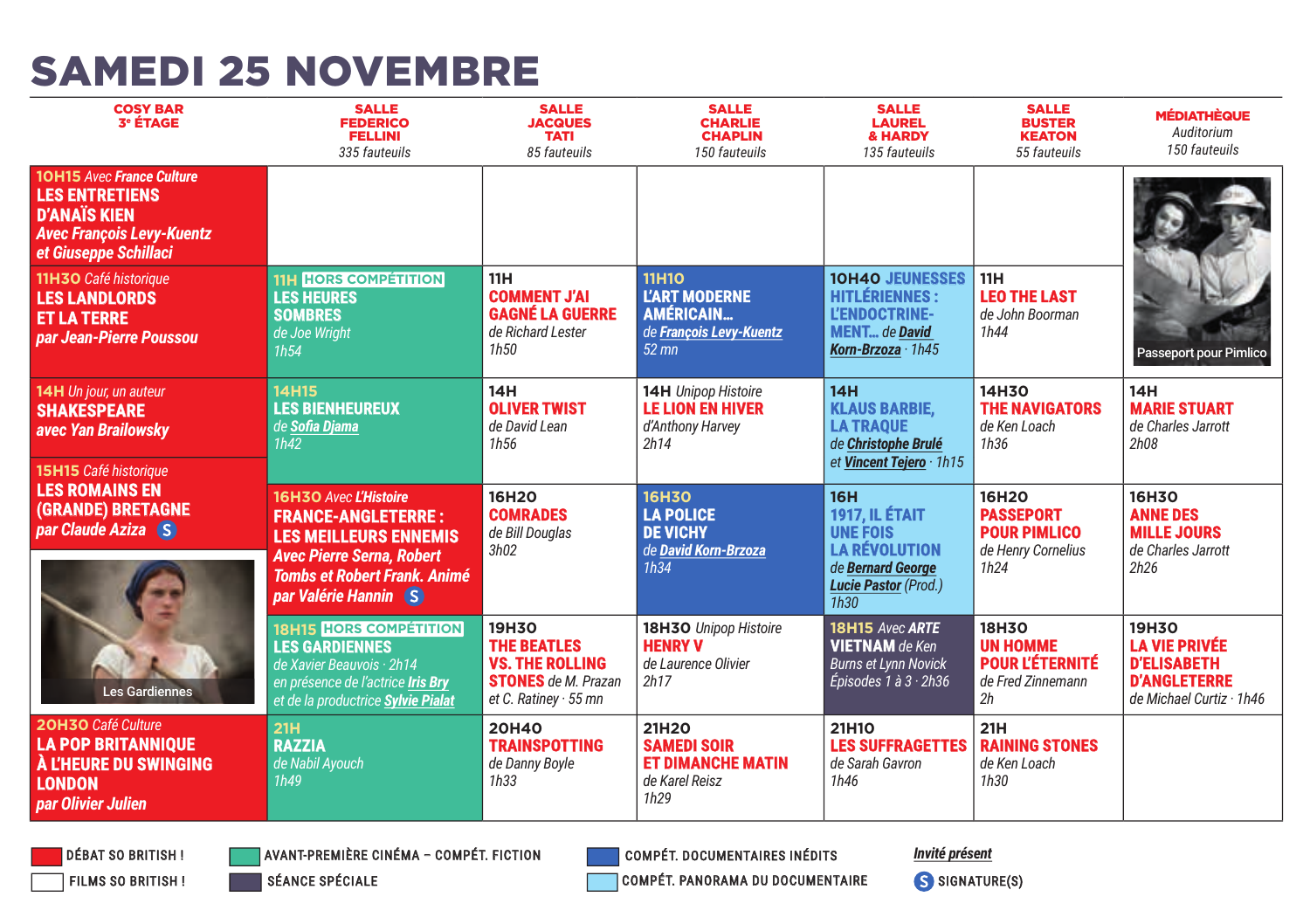# SAMEDI 25 NOVEMBRE

| COSY BAR 3e ÉTAGE | SALLE FEDERICO FELLINI *335 fauteuils* | SALLE JACQUES TATI *85 fauteuils* | SALLE CHARLIE CHAPLIN *150 fauteuils* | SALLE LAUREL & HARDY *135 fauteuils* | SALLE BUSTER KEATON *55 fauteuils* | MÉDIATHÈQUE *Auditorium 150 fauteuils* |
|---|---|---|---|---|---|---|
| **10H15** *Avec France Culture* **LES ENTRETIENS D'ANAÏS KIEN** *Avec François Levy-Kuentz et Giuseppe Schillaci* | | | | | | Passeport pour Pimlico |
| **11H30** *Café historique* **LES LANDLORDS ET LA TERRE** *par Jean-Pierre Poussou* | **11H** HORS COMPÉTITION **LES HEURES SOMBRES** *de Joe Wright* *1h54* | **11H** **COMMENT J'AI GAGNÉ LA GUERRE** *de Richard Lester* *1h50* | **11H10** **L'ART MODERNE AMÉRICAIN…** *de François Levy-Kuentz* *52 mn* | **10H40** **JEUNESSES HITLÉRIENNES : L'ENDOCTRINEMENT…** *de David Korn-Brzoza · 1h45* | **11H** **LEO THE LAST** *de John Boorman* *1h44* | |
| **14H** *Un jour, un auteur* **SHAKESPEARE** *avec Yan Brailowsky* | **14H15** **LES BIENHEUREUX** *de Sofia Djama* *1h42* | **14H** **OLIVER TWIST** *de David Lean* *1h56* | **14H** *Unipop Histoire* **LE LION EN HIVER** *d'Anthony Harvey* *2h14* | **14H** **KLAUS BARBIE, LA TRAQUE** *de Christophe Brulé et Vincent Tejero · 1h15* | **14H30** **THE NAVIGATORS** *de Ken Loach* *1h36* | **14H** **MARIE STUART** *de Charles Jarrott* *2h08* |
| **15H15** *Café historique* **LES ROMAINS EN (GRANDE) BRETAGNE** *par Claude Aziza* (S) | **16H30** *Avec L'Histoire* **FRANCE-ANGLETERRE : LES MEILLEURS ENNEMIS** *Avec Pierre Serna, Robert Tombs et Robert Frank. Animé par Valérie Hannin* (S) | **16H20** **COMRADES** *de Bill Douglas* *3h02* | **16H30** **LA POLICE DE VICHY** *de David Korn-Brzoza* *1h34* | **16H** **1917, IL ÉTAIT UNE FOIS LA RÉVOLUTION** *de Bernard George Lucie Pastor (Prod.)* *1h30* | **16H20** **PASSEPORT POUR PIMLICO** *de Henry Cornelius* *1h24* | **16H30** **ANNE DES MILLE JOURS** *de Charles Jarrott* *2h26* |
| Les Gardiennes | **18H15** HORS COMPÉTITION **LES GARDIENNES** *de Xavier Beauvois · 2h14 en présence de l'actrice Iris Bry et de la productrice Sylvie Pialat* | **19H30** **THE BEATLES VS. THE ROLLING STONES** *de M. Prazan et C. Ratiney · 55 mn* | **18H30** *Unipop Histoire* **HENRY V** *de Laurence Olivier* *2h17* | **18H15** *Avec ARTE* **VIETNAM** *de Ken Burns et Lynn Novick Épisodes 1 à 3 · 2h36* | **18H30** **UN HOMME POUR L'ÉTERNITÉ** *de Fred Zinnemann* *2h* | **19H30** **LA VIE PRIVÉE D'ELISABETH D'ANGLETERRE** *de Michael Curtiz · 1h46* |
| **20H30** *Café Culture* **LA POP BRITANNIQUE À L'HEURE DU SWINGING LONDON** *par Olivier Julien* | **21H** **RAZZIA** *de Nabil Ayouch* *1h49* | **20H40** **TRAINSPOTTING** *de Danny Boyle* *1h33* | **21H20** **SAMEDI SOIR ET DIMANCHE MATIN** *de Karel Reisz* *1h29* | **21H10** **LES SUFFRAGETTES** *de Sarah Gavron* *1h46* | **21H** **RAINING STONES** *de Ken Loach* *1h30* | |

- DÉBAT SO BRITISH !
- FILMS SO BRITISH !
- AVANT-PREMIÈRE CINÉMA – COMPÉT. FICTION
- SÉANCE SPÉCIALE
- COMPÉT. DOCUMENTAIRES INÉDITS
- COMPÉT. PANORAMA DU DOCUMENTAIRE
- *Invité présent*
- (S) SIGNATURE(S)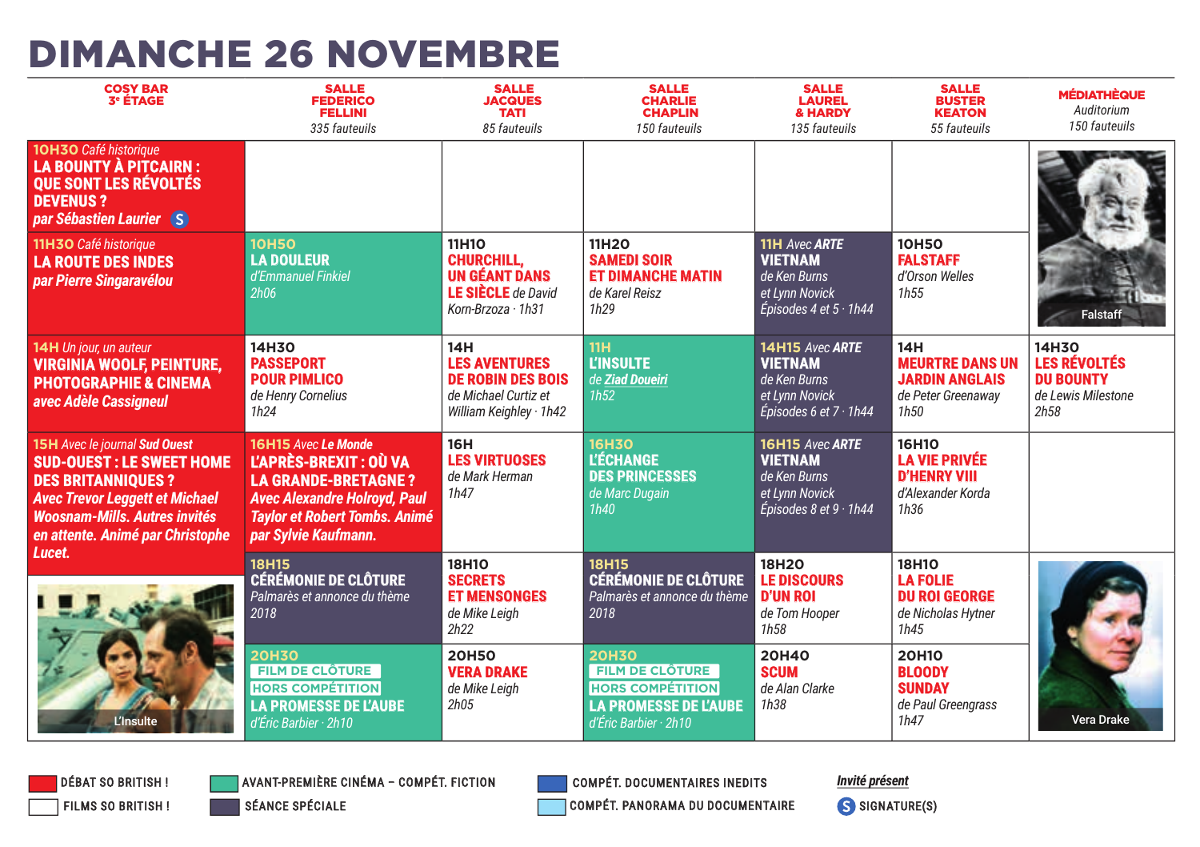# DIMANCHE 26 NOVEMBRE

| COSY BAR 3e ÉTAGE | SALLE FEDERICO FELLINI 335 fauteuils | SALLE JACQUES TATI 85 fauteuils | SALLE CHARLIE CHAPLIN 150 fauteuils | SALLE LAUREL & HARDY 135 fauteuils | SALLE BUSTER KEATON 55 fauteuils | MÉDIATHÈQUE Auditorium 150 fauteuils |
|---|---|---|---|---|---|---|
| **10H30** *Café historique* **LA BOUNTY À PITCAIRN : QUE SONT LES RÉVOLTÉS DEVENUS ?** *par Sébastien Laurier* (S) | | | | | | Falstaff |
| **11H30** *Café historique* **LA ROUTE DES INDES** *par Pierre Singaravélou* | **10H50** **LA DOULEUR** d'Emmanuel Finkiel 2h06 | **11H10** **CHURCHILL, UN GÉANT DANS LE SIÈCLE** de David Korn-Brzoza · 1h31 | **11H20** **SAMEDI SOIR ET DIMANCHE MATIN** de Karel Reisz 1h29 | **11H** *Avec ARTE* **VIETNAM** de Ken Burns et Lynn Novick Épisodes 4 et 5 · 1h44 | **10H50** **FALSTAFF** d'Orson Welles 1h55 | |
| **14H** *Un jour, un auteur* **VIRGINIA WOOLF, PEINTURE, PHOTOGRAPHIE & CINEMA** *avec Adèle Cassigneul* | **14H30** **PASSEPORT POUR PIMLICO** de Henry Cornelius 1h24 | **14H** **LES AVENTURES DE ROBIN DES BOIS** de Michael Curtiz et William Keighley · 1h42 | **11H** **L'INSULTE** de *Ziad Doueiri* 1h52 | **14H15** *Avec ARTE* **VIETNAM** de Ken Burns et Lynn Novick Épisodes 6 et 7 · 1h44 | **14H** **MEURTRE DANS UN JARDIN ANGLAIS** de Peter Greenaway 1h50 | **14H30** **LES RÉVOLTÉS DU BOUNTY** de Lewis Milestone 2h58 |
| **15H** *Avec le journal Sud Ouest* **SUD-OUEST : LE SWEET HOME DES BRITANNIQUES ?** *Avec Trevor Leggett et Michael Woosnam-Mills. Autres invités en attente. Animé par Christophe Lucet.* | **16H15** *Avec Le Monde* **L'APRÈS-BREXIT : OÙ VA LA GRANDE-BRETAGNE ?** *Avec Alexandre Holroyd, Paul Taylor et Robert Tombs. Animé par Sylvie Kaufmann.* | **16H** **LES VIRTUOSES** de Mark Herman 1h47 | **16H30** **L'ÉCHANGE DES PRINCESSES** de Marc Dugain 1h40 | **16H15** *Avec ARTE* **VIETNAM** de Ken Burns et Lynn Novick Épisodes 8 et 9 · 1h44 | **16H10** **LA VIE PRIVÉE D'HENRY VIII** d'Alexander Korda 1h36 | |
| L'Insulte | **18H15** **CÉRÉMONIE DE CLÔTURE** Palmarès et annonce du thème 2018 | **18H10** **SECRETS ET MENSONGES** de Mike Leigh 2h22 | **18H15** **CÉRÉMONIE DE CLÔTURE** Palmarès et annonce du thème 2018 | **18H20** **LE DISCOURS D'UN ROI** de Tom Hooper 1h58 | **18H10** **LA FOLIE DU ROI GEORGE** de Nicholas Hytner 1h45 | Vera Drake |
| | **20H30** FILM DE CLÔTURE HORS COMPÉTITION **LA PROMESSE DE L'AUBE** d'Éric Barbier · 2h10 | **20H50** **VERA DRAKE** de Mike Leigh 2h05 | **20H30** FILM DE CLÔTURE HORS COMPÉTITION **LA PROMESSE DE L'AUBE** d'Éric Barbier · 2h10 | **20H40** **SCUM** de Alan Clarke 1h38 | **20H10** **BLOODY SUNDAY** de Paul Greengrass 1h47 | |

DÉBAT SO BRITISH !
FILMS SO BRITISH !
AVANT-PREMIÈRE CINÉMA – COMPÉT. FICTION
SÉANCE SPÉCIALE
COMPÉT. DOCUMENTAIRES INEDITS
COMPÉT. PANORAMA DU DOCUMENTAIRE
*Invité présent*
(S) SIGNATURE(S)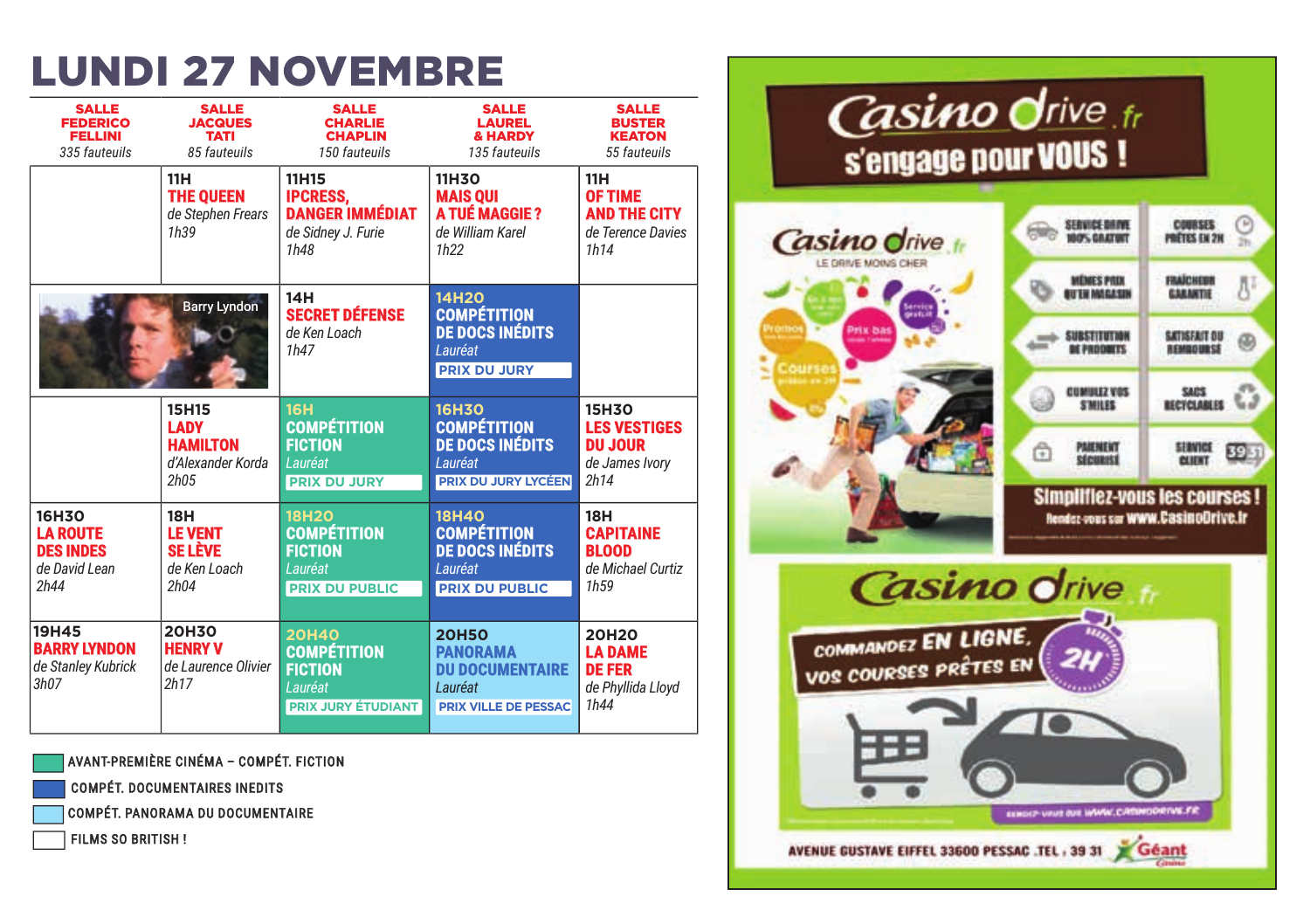# LUNDI 27 NOVEMBRE

| SALLE FEDERICO FELLINI 335 fauteuils | SALLE JACQUES TATI 85 fauteuils | SALLE CHARLIE CHAPLIN 150 fauteuils | SALLE LAUREL & HARDY 135 fauteuils | SALLE BUSTER KEATON 55 fauteuils |
|---|---|---|---|---|
| | 11H **THE QUEEN** de Stephen Frears 1h39 | 11H15 **IPCRESS, DANGER IMMÉDIAT** de Sidney J. Furie 1h48 | 11H30 **MAIS QUI A TUÉ MAGGIE ?** de William Karel 1h22 | 11H **OF TIME AND THE CITY** de Terence Davies 1h14 |
| Barry Lyndon | | 14H **SECRET DÉFENSE** de Ken Loach 1h47 | 14H20 **COMPÉTITION DE DOCS INÉDITS** Lauréat PRIX DU JURY | |
| | 15H15 **LADY HAMILTON** d'Alexander Korda 2h05 | 16H **COMPÉTITION FICTION** Lauréat PRIX DU JURY | 16H30 **COMPÉTITION DE DOCS INÉDITS** Lauréat PRIX DU JURY LYCÉEN | 15H30 **LES VESTIGES DU JOUR** de James Ivory 2h14 |
| 16H30 **LA ROUTE DES INDES** de David Lean 2h44 | 18H **LE VENT SE LÈVE** de Ken Loach 2h04 | 18H20 **COMPÉTITION FICTION** Lauréat PRIX DU PUBLIC | 18H40 **COMPÉTITION DE DOCS INÉDITS** Lauréat PRIX DU PUBLIC | 18H **CAPITAINE BLOOD** de Michael Curtiz 1h59 |
| 19H45 **BARRY LYNDON** de Stanley Kubrick 3h07 | 20H30 **HENRY V** de Laurence Olivier 2h17 | 20H40 **COMPÉTITION FICTION** Lauréat PRIX JURY ÉTUDIANT | 20H50 **PANORAMA DU DOCUMENTAIRE** Lauréat PRIX VILLE DE PESSAC | 20H20 **LA DAME DE FER** de Phyllida Lloyd 1h44 |

- AVANT-PREMIÈRE CINÉMA – COMPÉT. FICTION
- COMPÉT. DOCUMENTAIRES INEDITS
- COMPÉT. PANORAMA DU DOCUMENTAIRE
- FILMS SO BRITISH !

Casino drive.fr s'engage pour VOUS !

Casino drive.fr — LE DRIVE MOINS CHER

SERVICE DRIVE 100% GRATUIT · COURSES PRÊTES EN 2H · MÊMES PRIX QU'EN MAGASIN · FRAÎCHEUR GARANTIE · SUBSTITUTION DE PRODUITS · SATISFAIT OU REMBOURSÉ · CUMULEZ VOS S'MILES · SACS RECYCLABLES · PAIEMENT SÉCURISÉ · SERVICE CLIENT 3931

Simplifiez-vous les courses ! Rendez-vous sur www.CasinoDrive.fr

Casino drive.fr — COMMANDEZ EN LIGNE, VOS COURSES PRÊTES EN 2H

AVENUE GUSTAVE EIFFEL 33600 PESSAC .TEL : 39 31 Géant Casino